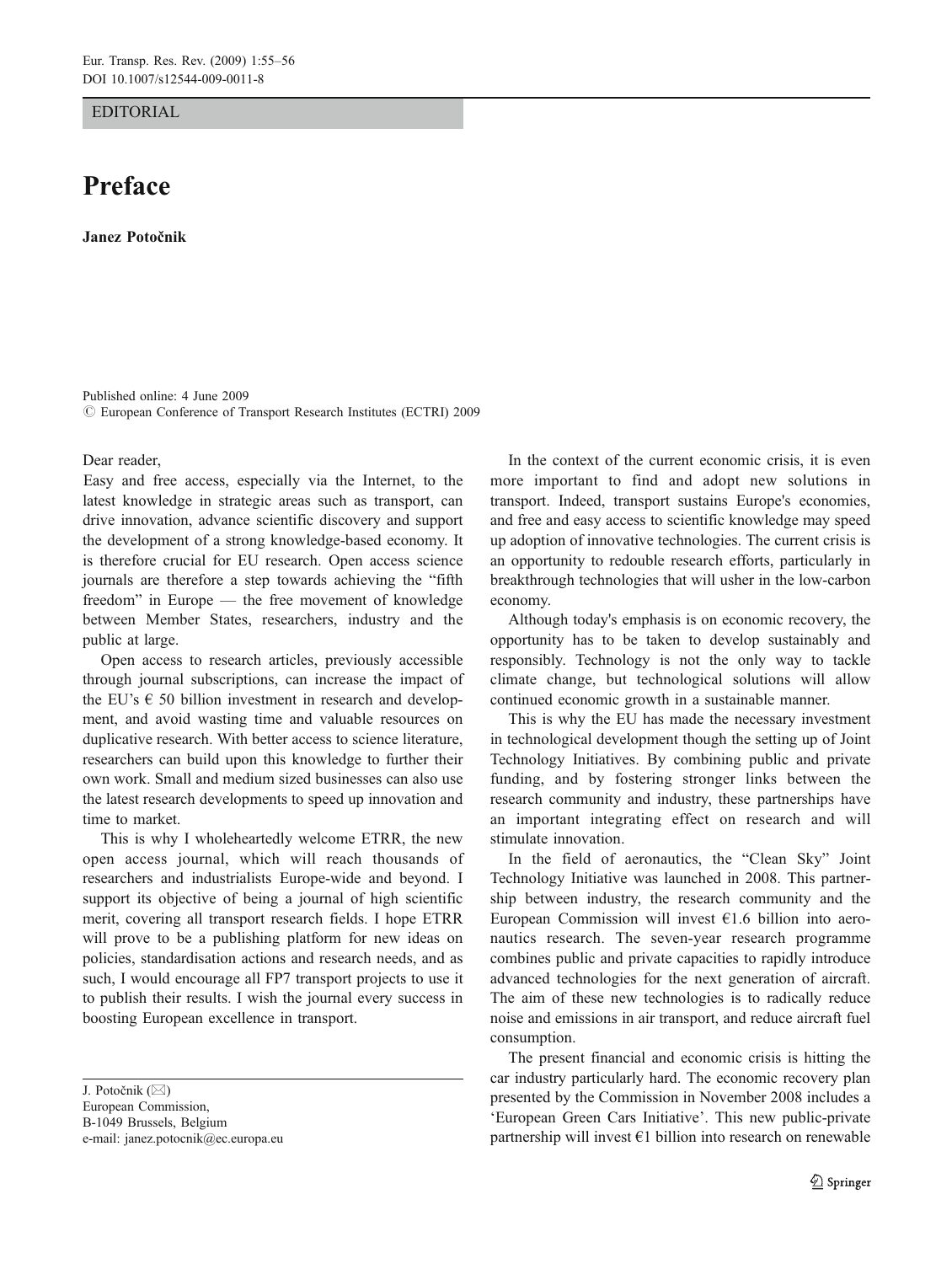EDITORIAL

# Preface

**Janez Potočnik**

Published online: 4 June 2009
© European Conference of Transport Research Institutes (ECTRI) 2009

Dear reader,

Easy and free access, especially via the Internet, to the latest knowledge in strategic areas such as transport, can drive innovation, advance scientific discovery and support the development of a strong knowledge-based economy. It is therefore crucial for EU research. Open access science journals are therefore a step towards achieving the "fifth freedom" in Europe — the free movement of knowledge between Member States, researchers, industry and the public at large.

Open access to research articles, previously accessible through journal subscriptions, can increase the impact of the EU's € 50 billion investment in research and development, and avoid wasting time and valuable resources on duplicative research. With better access to science literature, researchers can build upon this knowledge to further their own work. Small and medium sized businesses can also use the latest research developments to speed up innovation and time to market.

This is why I wholeheartedly welcome ETRR, the new open access journal, which will reach thousands of researchers and industrialists Europe-wide and beyond. I support its objective of being a journal of high scientific merit, covering all transport research fields. I hope ETRR will prove to be a publishing platform for new ideas on policies, standardisation actions and research needs, and as such, I would encourage all FP7 transport projects to use it to publish their results. I wish the journal every success in boosting European excellence in transport.

In the context of the current economic crisis, it is even more important to find and adopt new solutions in transport. Indeed, transport sustains Europe's economies, and free and easy access to scientific knowledge may speed up adoption of innovative technologies. The current crisis is an opportunity to redouble research efforts, particularly in breakthrough technologies that will usher in the low-carbon economy.

Although today's emphasis is on economic recovery, the opportunity has to be taken to develop sustainably and responsibly. Technology is not the only way to tackle climate change, but technological solutions will allow continued economic growth in a sustainable manner.

This is why the EU has made the necessary investment in technological development though the setting up of Joint Technology Initiatives. By combining public and private funding, and by fostering stronger links between the research community and industry, these partnerships have an important integrating effect on research and will stimulate innovation.

In the field of aeronautics, the "Clean Sky" Joint Technology Initiative was launched in 2008. This partnership between industry, the research community and the European Commission will invest €1.6 billion into aeronautics research. The seven-year research programme combines public and private capacities to rapidly introduce advanced technologies for the next generation of aircraft. The aim of these new technologies is to radically reduce noise and emissions in air transport, and reduce aircraft fuel consumption.

The present financial and economic crisis is hitting the car industry particularly hard. The economic recovery plan presented by the Commission in November 2008 includes a 'European Green Cars Initiative'. This new public-private partnership will invest €1 billion into research on renewable

J. Potočnik (✉)
European Commission,
B-1049 Brussels, Belgium
e-mail: janez.potocnik@ec.europa.eu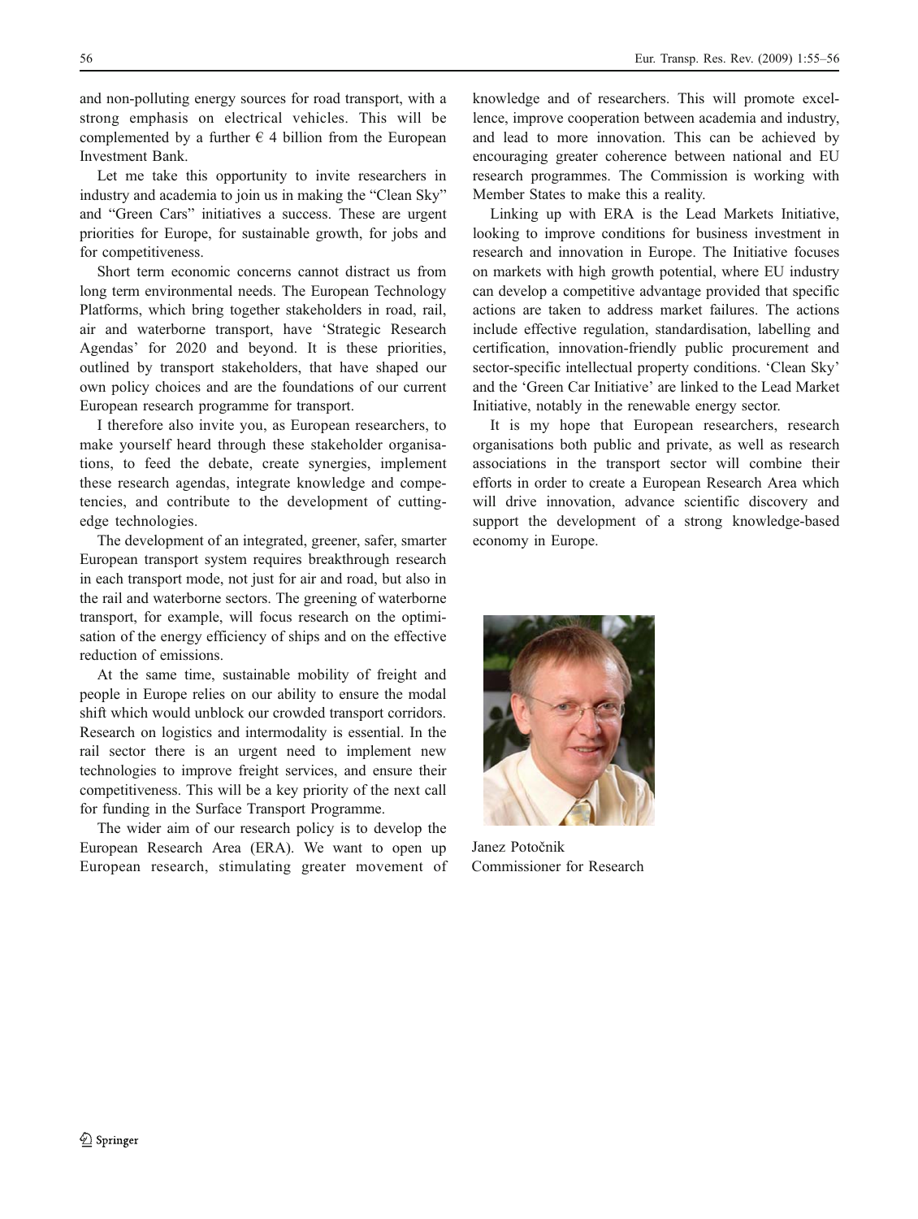and non-polluting energy sources for road transport, with a strong emphasis on electrical vehicles. This will be complemented by a further € 4 billion from the European Investment Bank.

Let me take this opportunity to invite researchers in industry and academia to join us in making the "Clean Sky" and "Green Cars" initiatives a success. These are urgent priorities for Europe, for sustainable growth, for jobs and for competitiveness.

Short term economic concerns cannot distract us from long term environmental needs. The European Technology Platforms, which bring together stakeholders in road, rail, air and waterborne transport, have 'Strategic Research Agendas' for 2020 and beyond. It is these priorities, outlined by transport stakeholders, that have shaped our own policy choices and are the foundations of our current European research programme for transport.

I therefore also invite you, as European researchers, to make yourself heard through these stakeholder organisations, to feed the debate, create synergies, implement these research agendas, integrate knowledge and competencies, and contribute to the development of cutting-edge technologies.

The development of an integrated, greener, safer, smarter European transport system requires breakthrough research in each transport mode, not just for air and road, but also in the rail and waterborne sectors. The greening of waterborne transport, for example, will focus research on the optimisation of the energy efficiency of ships and on the effective reduction of emissions.

At the same time, sustainable mobility of freight and people in Europe relies on our ability to ensure the modal shift which would unblock our crowded transport corridors. Research on logistics and intermodality is essential. In the rail sector there is an urgent need to implement new technologies to improve freight services, and ensure their competitiveness. This will be a key priority of the next call for funding in the Surface Transport Programme.

The wider aim of our research policy is to develop the European Research Area (ERA). We want to open up European research, stimulating greater movement of knowledge and of researchers. This will promote excellence, improve cooperation between academia and industry, and lead to more innovation. This can be achieved by encouraging greater coherence between national and EU research programmes. The Commission is working with Member States to make this a reality.

Linking up with ERA is the Lead Markets Initiative, looking to improve conditions for business investment in research and innovation in Europe. The Initiative focuses on markets with high growth potential, where EU industry can develop a competitive advantage provided that specific actions are taken to address market failures. The actions include effective regulation, standardisation, labelling and certification, innovation-friendly public procurement and sector-specific intellectual property conditions. 'Clean Sky' and the 'Green Car Initiative' are linked to the Lead Market Initiative, notably in the renewable energy sector.

It is my hope that European researchers, research organisations both public and private, as well as research associations in the transport sector will combine their efforts in order to create a European Research Area which will drive innovation, advance scientific discovery and support the development of a strong knowledge-based economy in Europe.

Janez Potočnik
Commissioner for Research